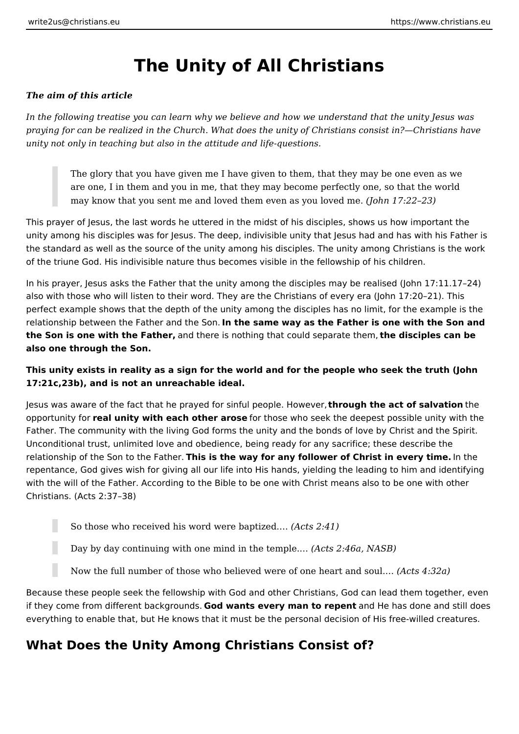# The Unity of All Christians

***The aim of this article***

*In the following treatise you can learn why we believe and how we understand that the unity Jesus was praying for can be realized in the Church. What does the unity of Christians consist in?—Christians have unity not only in teaching but also in the attitude and life-questions.*

> The glory that you have given me I have given to them, that they may be one even as we are one, I in them and you in me, that they may become perfectly one, so that the world may know that you sent me and loved them even as you loved me. *(John 17:22–23)*

This prayer of Jesus, the last words he uttered in the midst of his disciples, shows us how important the unity among his disciples was for Jesus. The deep, indivisible unity that Jesus had and has with his Father is the standard as well as the source of the unity among his disciples. The unity among Christians is the work of the triune God. His indivisible nature thus becomes visible in the fellowship of his children.

In his prayer, Jesus asks the Father that the unity among the disciples may be realised (John 17:11.17–24) also with those who will listen to their word. They are the Christians of every era (John 17:20–21). This perfect example shows that the depth of the unity among the disciples has no limit, for the example is the relationship between the Father and the Son. **In the same way as the Father is one with the Son and the Son is one with the Father,** and there is nothing that could separate them, **the disciples can be also one through the Son.**

**This unity exists in reality as a sign for the world and for the people who seek the truth (John 17:21c,23b), and is not an unreachable ideal.**

Jesus was aware of the fact that he prayed for sinful people. However, **through the act of salvation** the opportunity for **real unity with each other arose** for those who seek the deepest possible unity with the Father. The community with the living God forms the unity and the bonds of love by Christ and the Spirit. Unconditional trust, unlimited love and obedience, being ready for any sacrifice; these describe the relationship of the Son to the Father. **This is the way for any follower of Christ in every time.** In the repentance, God gives wish for giving all our life into His hands, yielding the leading to him and identifying with the will of the Father. According to the Bible to be one with Christ means also to be one with other Christians. (Acts 2:37–38)

> So those who received his word were baptized.… *(Acts 2:41)*

> Day by day continuing with one mind in the temple.… *(Acts 2:46a, NASB)*

> Now the full number of those who believed were of one heart and soul.… *(Acts 4:32a)*

Because these people seek the fellowship with God and other Christians, God can lead them together, even if they come from different backgrounds. **God wants every man to repent** and He has done and still does everything to enable that, but He knows that it must be the personal decision of His free-willed creatures.

## What Does the Unity Among Christians Consist of?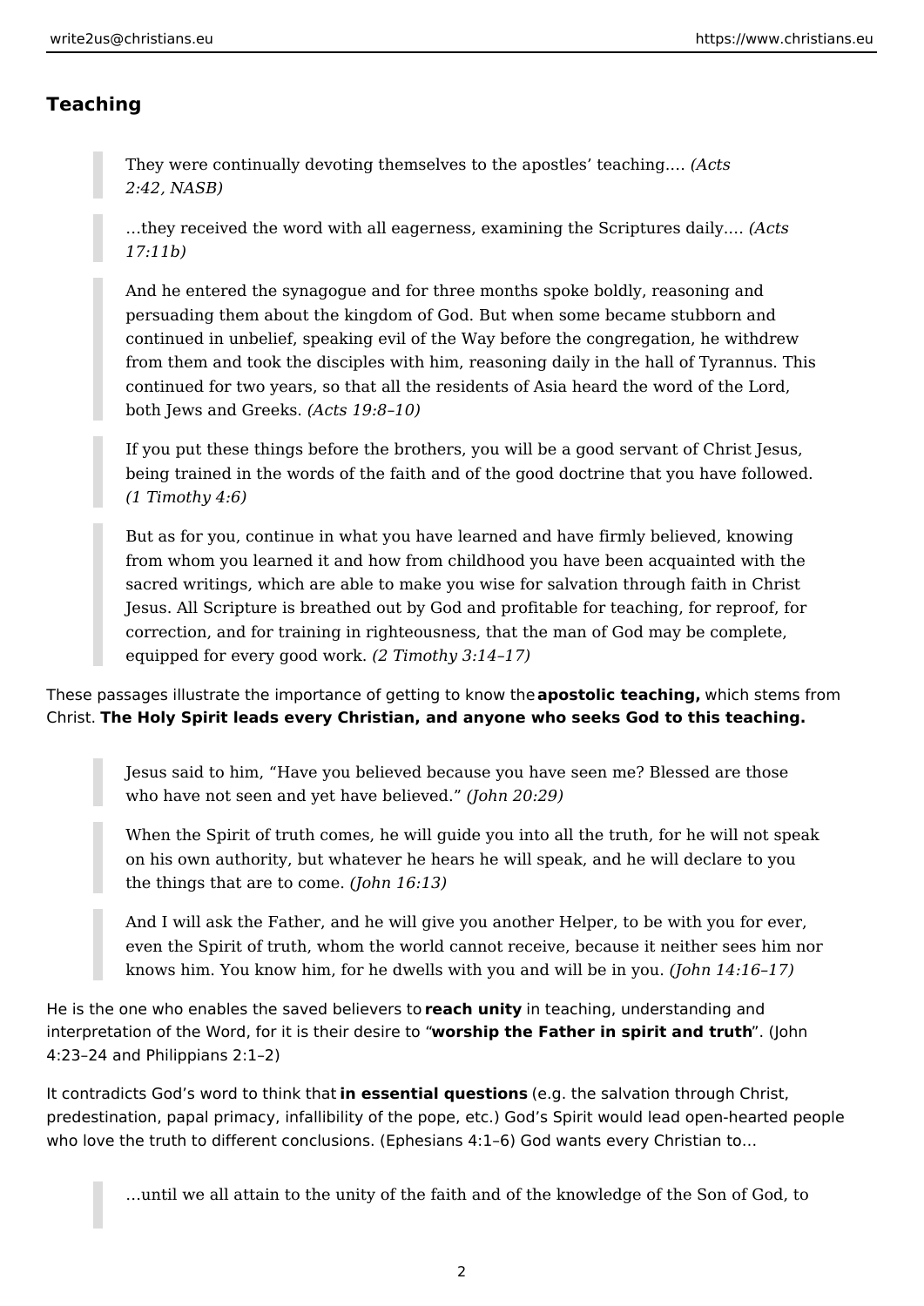## Teaching

> They were continually devoting themselves to the apostles' teaching…. *(Acts 2:42, NASB)*

> …they received the word with all eagerness, examining the Scriptures daily…. *(Acts 17:11b)*

> And he entered the synagogue and for three months spoke boldly, reasoning and persuading them about the kingdom of God. But when some became stubborn and continued in unbelief, speaking evil of the Way before the congregation, he withdrew from them and took the disciples with him, reasoning daily in the hall of Tyrannus. This continued for two years, so that all the residents of Asia heard the word of the Lord, both Jews and Greeks. *(Acts 19:8–10)*

> If you put these things before the brothers, you will be a good servant of Christ Jesus, being trained in the words of the faith and of the good doctrine that you have followed. *(1 Timothy 4:6)*

> But as for you, continue in what you have learned and have firmly believed, knowing from whom you learned it and how from childhood you have been acquainted with the sacred writings, which are able to make you wise for salvation through faith in Christ Jesus. All Scripture is breathed out by God and profitable for teaching, for reproof, for correction, and for training in righteousness, that the man of God may be complete, equipped for every good work. *(2 Timothy 3:14–17)*

These passages illustrate the importance of getting to know the **apostolic teaching,** which stems from Christ. **The Holy Spirit leads every Christian, and anyone who seeks God to this teaching.**

> Jesus said to him, "Have you believed because you have seen me? Blessed are those who have not seen and yet have believed." *(John 20:29)*

> When the Spirit of truth comes, he will guide you into all the truth, for he will not speak on his own authority, but whatever he hears he will speak, and he will declare to you the things that are to come. *(John 16:13)*

> And I will ask the Father, and he will give you another Helper, to be with you for ever, even the Spirit of truth, whom the world cannot receive, because it neither sees him nor knows him. You know him, for he dwells with you and will be in you. *(John 14:16–17)*

He is the one who enables the saved believers to **reach unity** in teaching, understanding and interpretation of the Word, for it is their desire to "**worship the Father in spirit and truth**". (John 4:23–24 and Philippians 2:1–2)

It contradicts God's word to think that **in essential questions** (e.g. the salvation through Christ, predestination, papal primacy, infallibility of the pope, etc.) God's Spirit would lead open-hearted people who love the truth to different conclusions. (Ephesians 4:1–6) God wants every Christian to…

> …until we all attain to the unity of the faith and of the knowledge of the Son of God, to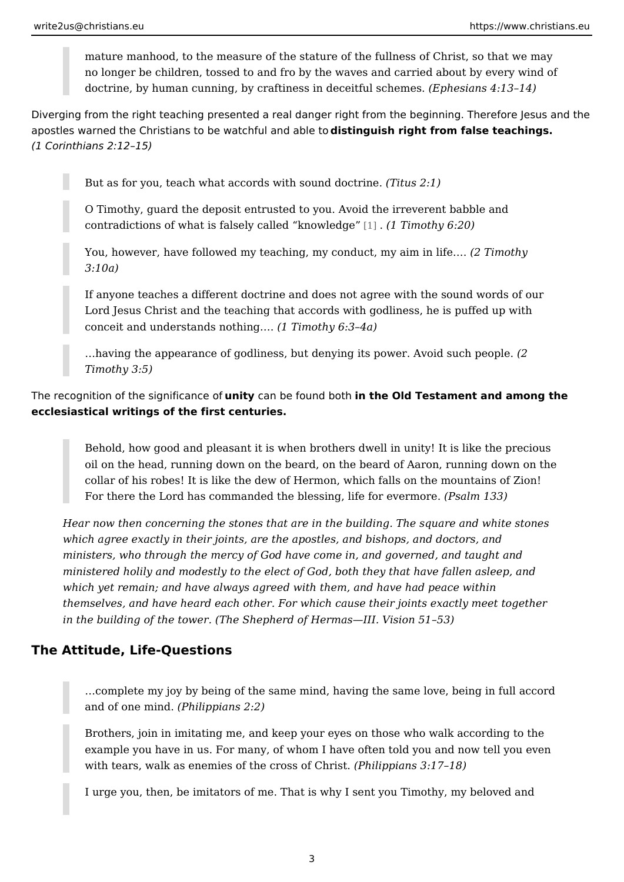> mature manhood, to the measure of the stature of the fullness of Christ, so that we may no longer be children, tossed to and fro by the waves and carried about by every wind of doctrine, by human cunning, by craftiness in deceitful schemes. *(Ephesians 4:13–14)*

Diverging from the right teaching presented a real danger right from the beginning. Therefore Jesus and the apostles warned the Christians to be watchful and able to **distinguish right from false teachings.** *(1 Corinthians 2:12–15)*

> But as for you, teach what accords with sound doctrine. *(Titus 2:1)*

> O Timothy, guard the deposit entrusted to you. Avoid the irreverent babble and contradictions of what is falsely called "knowledge" [1] . *(1 Timothy 6:20)*

> You, however, have followed my teaching, my conduct, my aim in life…. *(2 Timothy 3:10a)*

> If anyone teaches a different doctrine and does not agree with the sound words of our Lord Jesus Christ and the teaching that accords with godliness, he is puffed up with conceit and understands nothing…. *(1 Timothy 6:3–4a)*

> …having the appearance of godliness, but denying its power. Avoid such people. *(2 Timothy 3:5)*

The recognition of the significance of **unity** can be found both **in the Old Testament and among the ecclesiastical writings of the first centuries.**

> Behold, how good and pleasant it is when brothers dwell in unity! It is like the precious oil on the head, running down on the beard, on the beard of Aaron, running down on the collar of his robes! It is like the dew of Hermon, which falls on the mountains of Zion! For there the Lord has commanded the blessing, life for evermore. *(Psalm 133)*

*Hear now then concerning the stones that are in the building. The square and white stones which agree exactly in their joints, are the apostles, and bishops, and doctors, and ministers, who through the mercy of God have come in, and governed, and taught and ministered holily and modestly to the elect of God, both they that have fallen asleep, and which yet remain; and have always agreed with them, and have had peace within themselves, and have heard each other. For which cause their joints exactly meet together in the building of the tower. (The Shepherd of Hermas—III. Vision 51–53)*

## The Attitude, Life-Questions

> …complete my joy by being of the same mind, having the same love, being in full accord and of one mind. *(Philippians 2:2)*

> Brothers, join in imitating me, and keep your eyes on those who walk according to the example you have in us. For many, of whom I have often told you and now tell you even with tears, walk as enemies of the cross of Christ. *(Philippians 3:17–18)*

> I urge you, then, be imitators of me. That is why I sent you Timothy, my beloved and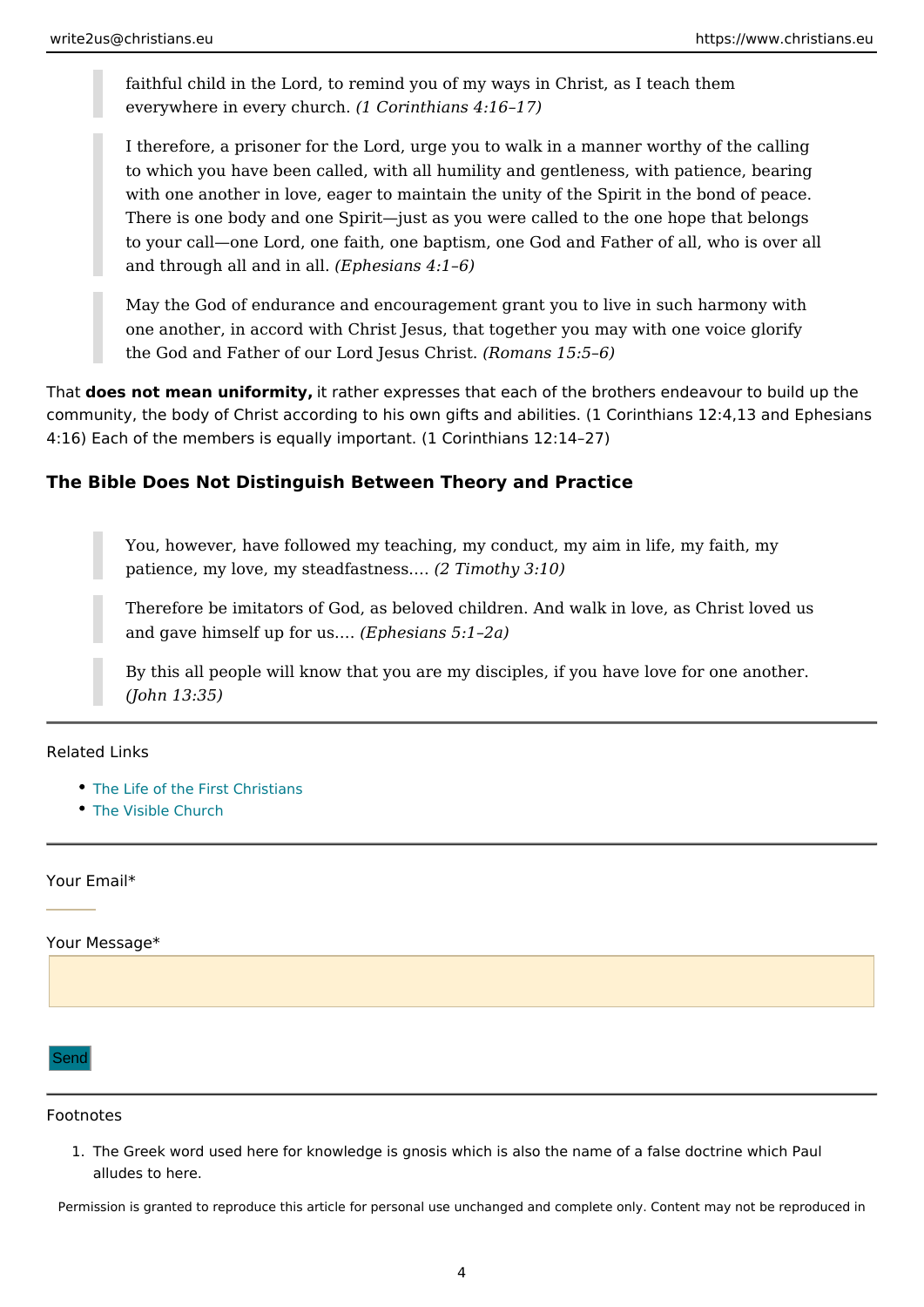> faithful child in the Lord, to remind you of my ways in Christ, as I teach them everywhere in every church. *(1 Corinthians 4:16–17)*

> I therefore, a prisoner for the Lord, urge you to walk in a manner worthy of the calling to which you have been called, with all humility and gentleness, with patience, bearing with one another in love, eager to maintain the unity of the Spirit in the bond of peace. There is one body and one Spirit—just as you were called to the one hope that belongs to your call—one Lord, one faith, one baptism, one God and Father of all, who is over all and through all and in all. *(Ephesians 4:1–6)*

> May the God of endurance and encouragement grant you to live in such harmony with one another, in accord with Christ Jesus, that together you may with one voice glorify the God and Father of our Lord Jesus Christ. *(Romans 15:5–6)*

That **does not mean uniformity,** it rather expresses that each of the brothers endeavour to build up the community, the body of Christ according to his own gifts and abilities. (1 Corinthians 12:4,13 and Ephesians 4:16) Each of the members is equally important. (1 Corinthians 12:14–27)

### The Bible Does Not Distinguish Between Theory and Practice

> You, however, have followed my teaching, my conduct, my aim in life, my faith, my patience, my love, my steadfastness.… *(2 Timothy 3:10)*

> Therefore be imitators of God, as beloved children. And walk in love, as Christ loved us and gave himself up for us.… *(Ephesians 5:1–2a)*

> By this all people will know that you are my disciples, if you have love for one another. *(John 13:35)*

---

Related Links

- The Life of the First Christians
- The Visible Church

---

Your Email*

Your Message*

Send

---

Footnotes

1. The Greek word used here for knowledge is gnosis which is also the name of a false doctrine which Paul alludes to here.

Permission is granted to reproduce this article for personal use unchanged and complete only. Content may not be reproduced in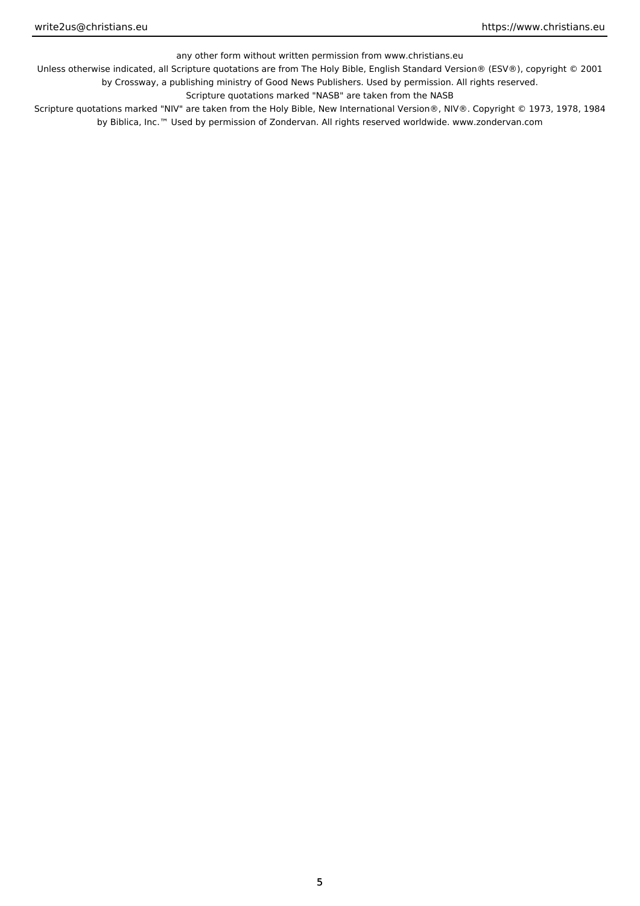any other form without written permission from www.christians.eu

Unless otherwise indicated, all Scripture quotations are from The Holy Bible, English Standard Version® (ESV®), copyright © 2001 by Crossway, a publishing ministry of Good News Publishers. Used by permission. All rights reserved.

Scripture quotations marked "NASB" are taken from the NASB

Scripture quotations marked "NIV" are taken from the Holy Bible, New International Version®, NIV®. Copyright © 1973, 1978, 1984 by Biblica, Inc.™ Used by permission of Zondervan. All rights reserved worldwide. www.zondervan.com